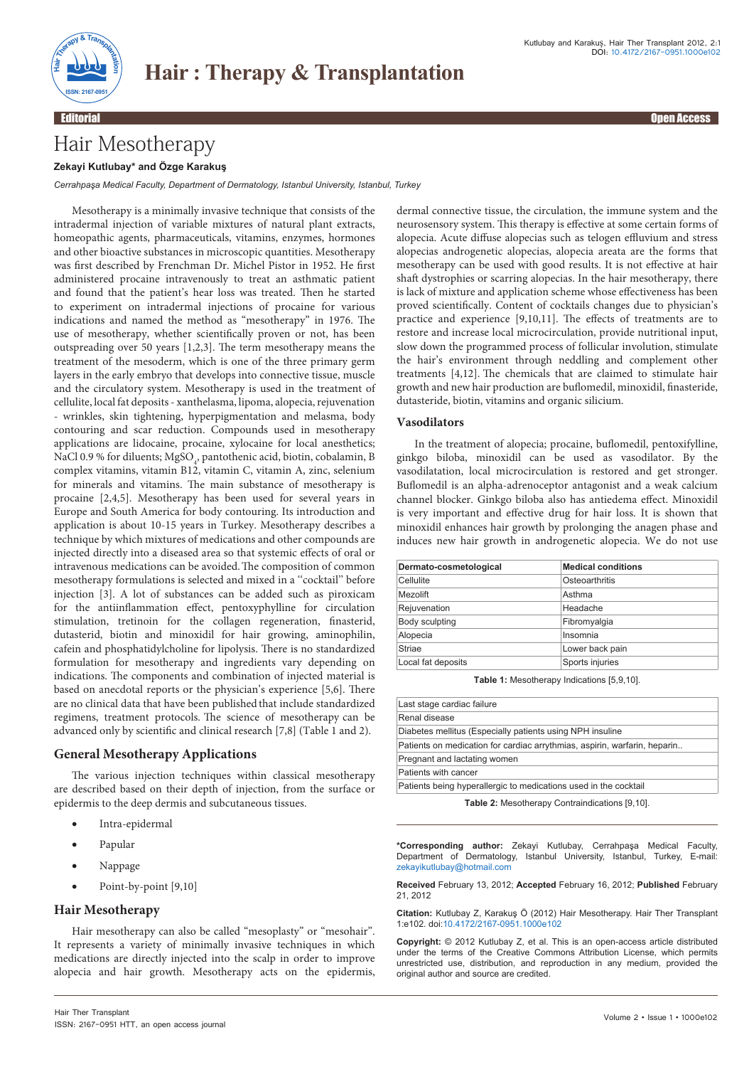# Hair : Therapy & Transplantation

Editorial

Open Access

# Hair Mesotherapy

**Zekayi Kutlubay* and Özge Karakuş**

*Cerrahpaşa Medical Faculty, Department of Dermatology, Istanbul University, Istanbul, Turkey*

Mesotherapy is a minimally invasive technique that consists of the intradermal injection of variable mixtures of natural plant extracts, homeopathic agents, pharmaceuticals, vitamins, enzymes, hormones and other bioactive substances in microscopic quantities. Mesotherapy was first described by Frenchman Dr. Michel Pistor in 1952. He first administered procaine intravenously to treat an asthmatic patient and found that the patient's hear loss was treated. Then he started to experiment on intradermal injections of procaine for various indications and named the method as "mesotherapy" in 1976. The use of mesotherapy, whether scientifically proven or not, has been outspreading over 50 years [1,2,3]. The term mesotherapy means the treatment of the mesoderm, which is one of the three primary germ layers in the early embryo that develops into connective tissue, muscle and the circulatory system. Mesotherapy is used in the treatment of cellulite, local fat deposits - xanthelasma, lipoma, alopecia, rejuvenation - wrinkles, skin tightening, hyperpigmentation and melasma, body contouring and scar reduction. Compounds used in mesotherapy applications are lidocaine, procaine, xylocaine for local anesthetics; NaCl 0.9 % for diluents; $MgSO_4$, pantothenic acid, biotin, cobalamin, B complex vitamins, vitamin B12, vitamin C, vitamin A, zinc, selenium for minerals and vitamins. The main substance of mesotherapy is procaine [2,4,5]. Mesotherapy has been used for several years in Europe and South America for body contouring. Its introduction and application is about 10-15 years in Turkey. Mesotherapy describes a technique by which mixtures of medications and other compounds are injected directly into a diseased area so that systemic effects of oral or intravenous medications can be avoided. The composition of common mesotherapy formulations is selected and mixed in a "cocktail" before injection [3]. A lot of substances can be added such as piroxicam for the antiinflammation effect, pentoxyphylline for circulation stimulation, tretinoin for the collagen regeneration, finasterid, dutasterid, biotin and minoxidil for hair growing, aminophilin, cafein and phosphatidylcholine for lipolysis. There is no standardized formulation for mesotherapy and ingredients vary depending on indications. The components and combination of injected material is based on anecdotal reports or the physician's experience [5,6]. There are no clinical data that have been published that include standardized regimens, treatment protocols. The science of mesotherapy can be advanced only by scientific and clinical research [7,8] (Table 1 and 2).

## General Mesotherapy Applications

The various injection techniques within classical mesotherapy are described based on their depth of injection, from the surface or epidermis to the deep dermis and subcutaneous tissues.

- Intra-epidermal
- Papular
- Nappage
- Point-by-point [9,10]

## Hair Mesotherapy

Hair mesotherapy can also be called "mesoplasty" or "mesohair". It represents a variety of minimally invasive techniques in which medications are directly injected into the scalp in order to improve alopecia and hair growth. Mesotherapy acts on the epidermis, dermal connective tissue, the circulation, the immune system and the neurosensory system. This therapy is effective at some certain forms of alopecia. Acute diffuse alopecias such as telogen effluvium and stress alopecias androgenetic alopecias, alopecia areata are the forms that mesotherapy can be used with good results. It is not effective at hair shaft dystrophies or scarring alopecias. In the hair mesotherapy, there is lack of mixture and application scheme whose effectiveness has been proved scientifically. Content of cocktails changes due to physician's practice and experience [9,10,11]. The effects of treatments are to restore and increase local microcirculation, provide nutritional input, slow down the programmed process of follicular involution, stimulate the hair's environment through neddling and complement other treatments [4,12]. The chemicals that are claimed to stimulate hair growth and new hair production are buflomedil, minoxidil, finasteride, dutasteride, biotin, vitamins and organic silicium.

### Vasodilators

In the treatment of alopecia; procaine, buflomedil, pentoxifylline, ginkgo biloba, minoxidil can be used as vasodilator. By the vasodilatation, local microcirculation is restored and get stronger. Buflomedil is an alpha-adrenoceptor antagonist and a weak calcium channel blocker. Ginkgo biloba also has antiedema effect. Minoxidil is very important and effective drug for hair loss. It is shown that minoxidil enhances hair growth by prolonging the anagen phase and induces new hair growth in androgenetic alopecia. We do not use

| Dermato-cosmetological | Medical conditions |
|---|---|
| Cellulite | Osteoarthritis |
| Mezolift | Asthma |
| Rejuvenation | Headache |
| Body sculpting | Fibromyalgia |
| Alopecia | Insomnia |
| Striae | Lower back pain |
| Local fat deposits | Sports injuries |

**Table 1:** Mesotherapy Indications [5,9,10].

| |
|---|
| Last stage cardiac failure |
| Renal disease |
| Diabetes mellitus (Especially patients using NPH insuline |
| Patients on medication for cardiac arrythmias, aspirin, warfarin, heparin.. |
| Pregnant and lactating women |
| Patients with cancer |
| Patients being hyperallergic to medications used in the cocktail |

**Table 2:** Mesotherapy Contraindications [9,10].

**\*Corresponding author:** Zekayi Kutlubay, Cerrahpaşa Medical Faculty, Department of Dermatology, Istanbul University, Istanbul, Turkey, E-mail: zekayikutlubay@hotmail.com

**Received** February 13, 2012; **Accepted** February 16, 2012; **Published** February 21, 2012

**Citation:** Kutlubay Z, Karakuş Ö (2012) Hair Mesotherapy. Hair Ther Transplant 1:e102. doi:10.4172/2167-0951.1000e102

**Copyright:** © 2012 Kutlubay Z, et al. This is an open-access article distributed under the terms of the Creative Commons Attribution License, which permits unrestricted use, distribution, and reproduction in any medium, provided the original author and source are credited.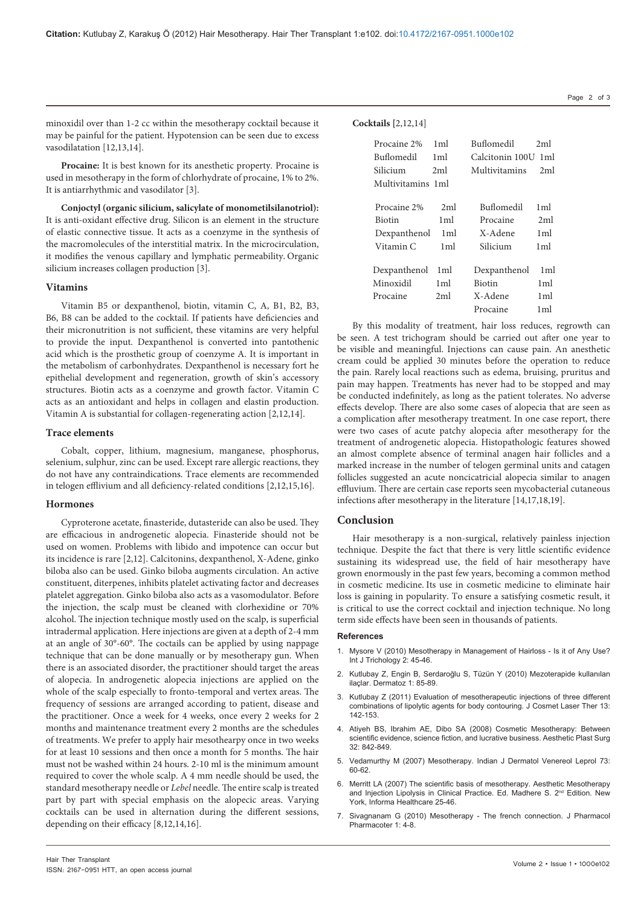minoxidil over than 1-2 cc within the mesotherapy cocktail because it may be painful for the patient. Hypotension can be seen due to excess vasodilatation [12,13,14].

**Procaine:** It is best known for its anesthetic property. Procaine is used in mesotherapy in the form of chlorhydrate of procaine, 1% to 2%. It is antiarrhythmic and vasodilator [3].

**Conjoctyl (organic silicium, salicylate of monometilsilanotriol):** It is anti-oxidant effective drug. Silicon is an element in the structure of elastic connective tissue. It acts as a coenzyme in the synthesis of the macromolecules of the interstitial matrix. In the microcirculation, it modifies the venous capillary and lymphatic permeability. Organic silicium increases collagen production [3].

### Vitamins

Vitamin B5 or dexpanthenol, biotin, vitamin C, A, B1, B2, B3, B6, B8 can be added to the cocktail. If patients have deficiencies and their micronutrition is not sufficient, these vitamins are very helpful to provide the input. Dexpanthenol is converted into pantothenic acid which is the prosthetic group of coenzyme A. It is important in the metabolism of carbonhydrates. Dexpanthenol is necessary fort he epithelial development and regeneration, growth of skin's accessory structures. Biotin acts as a coenzyme and growth factor. Vitamin C acts as an antioxidant and helps in collagen and elastin production. Vitamin A is substantial for collagen-regenerating action [2,12,14].

### Trace elements

Cobalt, copper, lithium, magnesium, manganese, phosphorus, selenium, sulphur, zinc can be used. Except rare allergic reactions, they do not have any contraindications. Trace elements are recommended in telogen efflivium and all deficiency-related conditions [2,12,15,16].

### Hormones

Cyproterone acetate, finasteride, dutasteride can also be used. They are efficacious in androgenetic alopecia. Finasteride should not be used on women. Problems with libido and impotence can occur but its incidence is rare [2,12]. Calcitonins, dexpanthenol, X-Adene, ginko biloba also can be used. Ginko biloba augments circulation. An active constituent, diterpenes, inhibits platelet activating factor and decreases platelet aggregation. Ginko biloba also acts as a vasomodulator. Before the injection, the scalp must be cleaned with clorhexidine or 70% alcohol. The injection technique mostly used on the scalp, is superficial intradermal application. Here injections are given at a depth of 2-4 mm at an angle of 30°-60°. The coctails can be applied by using nappage technique that can be done manually or by mesotherapy gun. When there is an associated disorder, the practitioner should target the areas of alopecia. In androgenetic alopecia injections are applied on the whole of the scalp especially to fronto-temporal and vertex areas. The frequency of sessions are arranged according to patient, disease and the practitioner. Once a week for 4 weeks, once every 2 weeks for 2 months and maintenance treatment every 2 months are the schedules of treatments. We prefer to apply hair mesothearpy once in two weeks for at least 10 sessions and then once a month for 5 months. The hair must not be washed within 24 hours. 2-10 ml is the minimum amount required to cover the whole scalp. A 4 mm needle should be used, the standard mesotherapy needle or *Lebel* needle. The entire scalp is treated part by part with special emphasis on the alopecic areas. Varying cocktails can be used in alternation during the different sessions, depending on their efficacy [8,12,14,16].

**Cocktails** [2,12,14]

| | | | |
|---|---|---|---|
| Procaine 2% | 1ml | Buflomedil | 2ml |
| Buflomedil | 1ml | Calcitonin 100U | 1ml |
| Silicium | 2ml | Multivitamins | 2ml |
| Multivitamins | 1ml | | |
| Procaine 2% | 2ml | Buflomedil | 1ml |
| Biotin | 1ml | Procaine | 2ml |
| Dexpanthenol | 1ml | X-Adene | 1ml |
| Vitamin C | 1ml | Silicium | 1ml |
| Dexpanthenol | 1ml | Dexpanthenol | 1ml |
| Minoxidil | 1ml | Biotin | 1ml |
| Procaine | 2ml | X-Adene | 1ml |
| | | Procaine | 1ml |

By this modality of treatment, hair loss reduces, regrowth can be seen. A test trichogram should be carried out after one year to be visible and meaningful. Injections can cause pain. An anesthetic cream could be applied 30 minutes before the operation to reduce the pain. Rarely local reactions such as edema, bruising, pruritus and pain may happen. Treatments has never had to be stopped and may be conducted indefinitely, as long as the patient tolerates. No adverse effects develop. There are also some cases of alopecia that are seen as a complication after mesotherapy treatment. In one case report, there were two cases of acute patchy alopecia after mesotherapy for the treatment of androgenetic alopecia. Histopathologic features showed an almost complete absence of terminal anagen hair follicles and a marked increase in the number of telogen germinal units and catagen follicles suggested an acute noncicatricial alopecia similar to anagen effluvium. There are certain case reports seen mycobacterial cutaneous infections after mesotherapy in the literature [14,17,18,19].

## Conclusion

Hair mesotherapy is a non-surgical, relatively painless injection technique. Despite the fact that there is very little scientific evidence sustaining its widespread use, the field of hair mesotherapy have grown enormously in the past few years, becoming a common method in cosmetic medicine. Its use in cosmetic medicine to eliminate hair loss is gaining in popularity. To ensure a satisfying cosmetic result, it is critical to use the correct cocktail and injection technique. No long term side effects have been seen in thousands of patients.

### References

1. Mysore V (2010) Mesotherapy in Management of Hairloss - Is it of Any Use? Int J Trichology 2: 45-46.
2. Kutlubay Z, Engin B, Serdaroğlu S, Tüzün Y (2010) Mezoterapide kullanılan ilaçlar. Dermatoz 1: 85-89.
3. Kutlubay Z (2011) Evaluation of mesotherapeutic injections of three different combinations of lipolytic agents for body contouring. J Cosmet Laser Ther 13: 142-153.
4. Atiyeh BS, Ibrahim AE, Dibo SA (2008) Cosmetic Mesotherapy: Between scientific evidence, science fiction, and lucrative business. Aesthetic Plast Surg 32: 842-849.
5. Vedamurthy M (2007) Mesotherapy. Indian J Dermatol Venereol Leprol 73: 60-62.
6. Merritt LA (2007) The scientific basis of mesotherapy. Aesthetic Mesotherapy and Injection Lipolysis in Clinical Practice. Ed. Madhere S. 2nd Edition. New York, Informa Healthcare 25-46.
7. Sivagnanam G (2010) Mesotherapy - The french connection. J Pharmacol Pharmacoter 1: 4-8.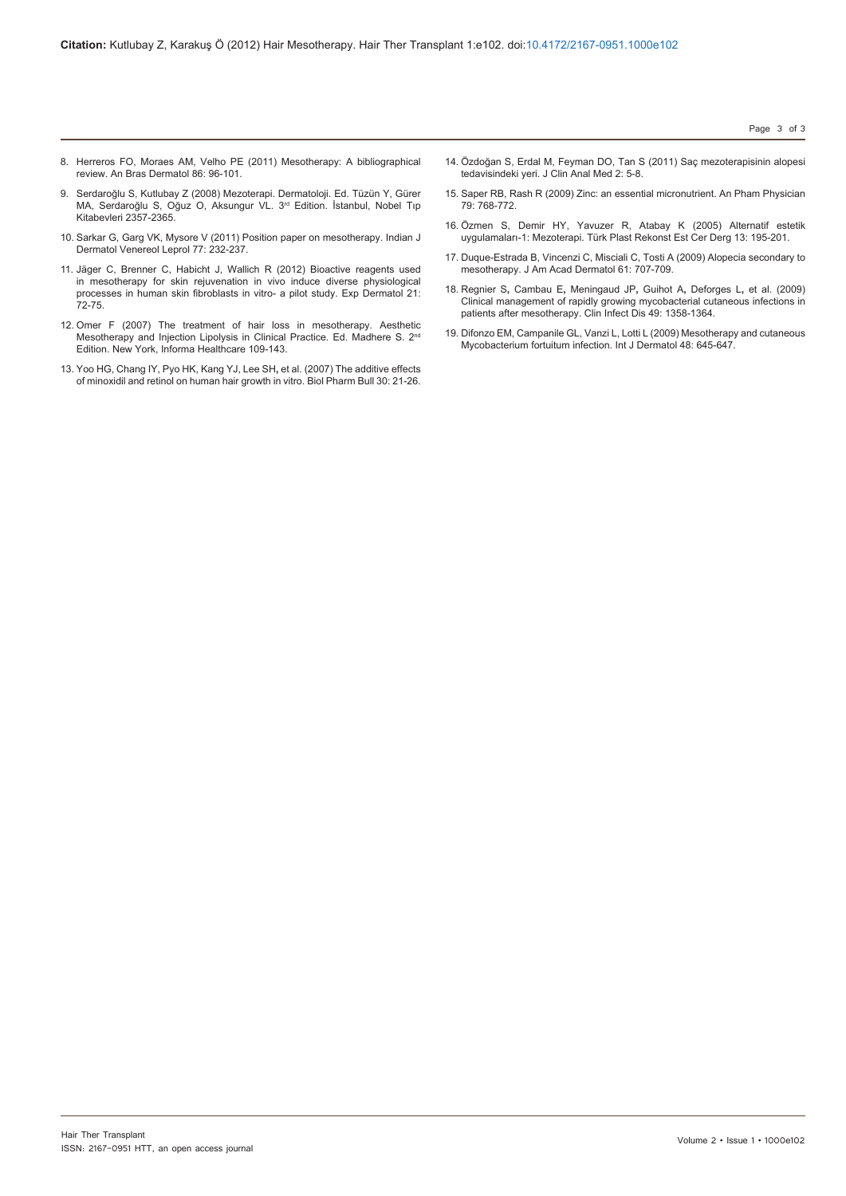8. Herreros FO, Moraes AM, Velho PE (2011) Mesotherapy: A bibliographical review. An Bras Dermatol 86: 96-101.

9. Serdaroğlu S, Kutlubay Z (2008) Mezoterapi. Dermatoloji. Ed. Tüzün Y, Gürer MA, Serdaroğlu S, Oğuz O, Aksungur VL. 3rd Edition. İstanbul, Nobel Tıp Kitabevleri 2357-2365.

10. Sarkar G, Garg VK, Mysore V (2011) Position paper on mesotherapy. Indian J Dermatol Venereol Leprol 77: 232-237.

11. Jäger C, Brenner C, Habicht J, Wallich R (2012) Bioactive reagents used in mesotherapy for skin rejuvenation in vivo induce diverse physiological processes in human skin fibroblasts in vitro- a pilot study. Exp Dermatol 21: 72-75.

12. Omer F (2007) The treatment of hair loss in mesotherapy. Aesthetic Mesotherapy and Injection Lipolysis in Clinical Practice. Ed. Madhere S. 2nd Edition. New York, Informa Healthcare 109-143.

13. Yoo HG, Chang IY, Pyo HK, Kang YJ, Lee SH, et al. (2007) The additive effects of minoxidil and retinol on human hair growth in vitro. Biol Pharm Bull 30: 21-26.

14. Özdoğan S, Erdal M, Feyman DO, Tan S (2011) Saç mezoterapisinin alopesi tedavisindeki yeri. J Clin Anal Med 2: 5-8.

15. Saper RB, Rash R (2009) Zinc: an essential micronutrient. An Pham Physician 79: 768-772.

16. Özmen S, Demir HY, Yavuzer R, Atabay K (2005) Alternatif estetik uygulamaları-1: Mezoterapi. Türk Plast Rekonst Est Cer Derg 13: 195-201.

17. Duque-Estrada B, Vincenzi C, Misciali C, Tosti A (2009) Alopecia secondary to mesotherapy. J Am Acad Dermatol 61: 707-709.

18. Regnier S, Cambau E, Meningaud JP, Guihot A, Deforges L, et al. (2009) Clinical management of rapidly growing mycobacterial cutaneous infections in patients after mesotherapy. Clin Infect Dis 49: 1358-1364.

19. Difonzo EM, Campanile GL, Vanzi L, Lotti L (2009) Mesotherapy and cutaneous Mycobacterium fortuitum infection. Int J Dermatol 48: 645-647.